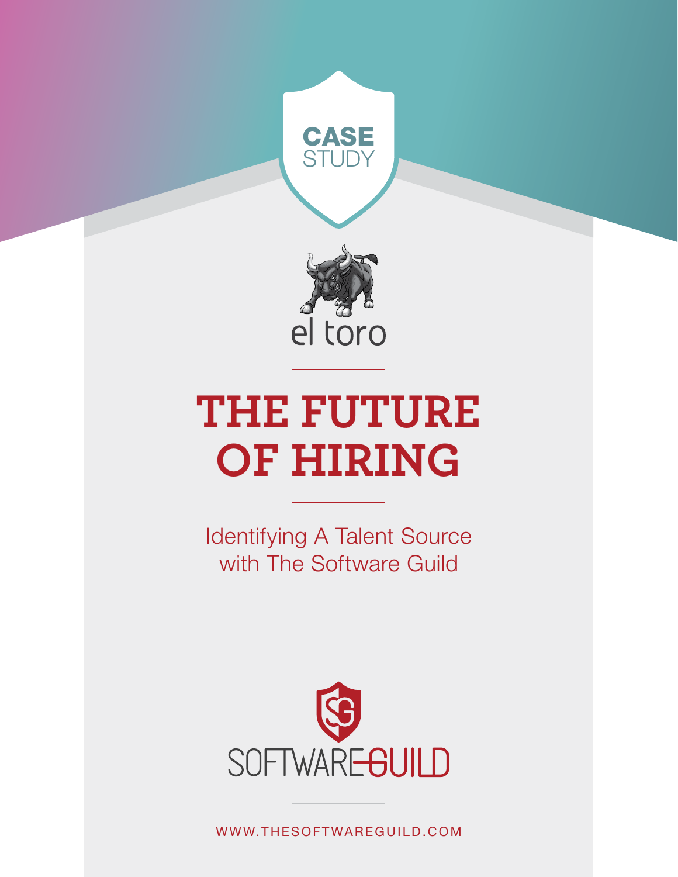**CASE STUDY**

el toro

# THE FUTURE OF HIRING

## Identifying A Talent Source with The Software Guild

SOFTWARE GUILD

WWW.THESOFTWAREGUILD.COM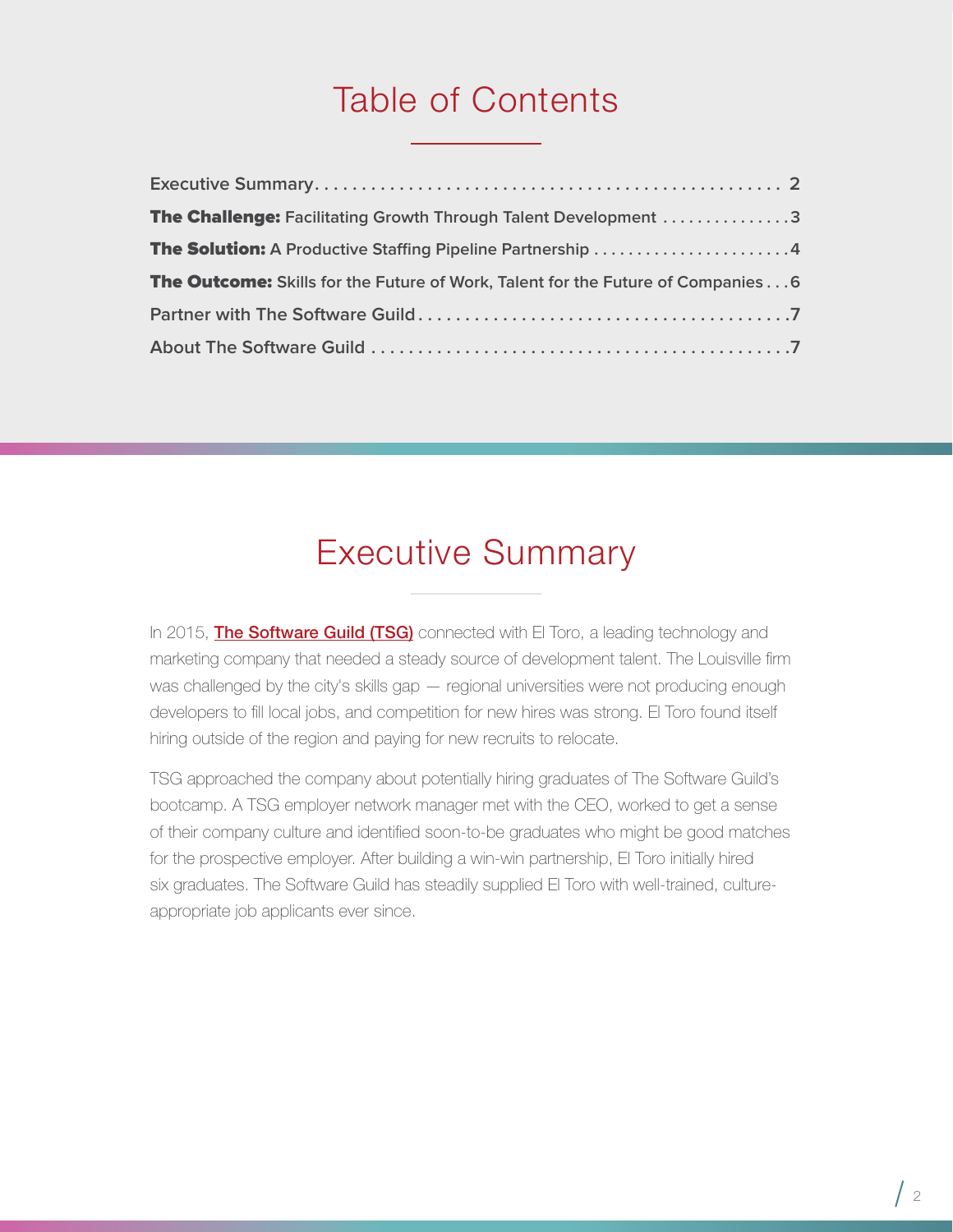# Table of Contents

- Executive Summary ... 2
- **The Challenge:** Facilitating Growth Through Talent Development ... 3
- **The Solution:** A Productive Staffing Pipeline Partnership ... 4
- **The Outcome:** Skills for the Future of Work, Talent for the Future of Companies ... 6
- Partner with The Software Guild ... 7
- About The Software Guild ... 7

# Executive Summary

In 2015, **The Software Guild (TSG)** connected with El Toro, a leading technology and marketing company that needed a steady source of development talent. The Louisville firm was challenged by the city's skills gap — regional universities were not producing enough developers to fill local jobs, and competition for new hires was strong. El Toro found itself hiring outside of the region and paying for new recruits to relocate.

TSG approached the company about potentially hiring graduates of The Software Guild's bootcamp. A TSG employer network manager met with the CEO, worked to get a sense of their company culture and identified soon-to-be graduates who might be good matches for the prospective employer. After building a win-win partnership, El Toro initially hired six graduates. The Software Guild has steadily supplied El Toro with well-trained, culture-appropriate job applicants ever since.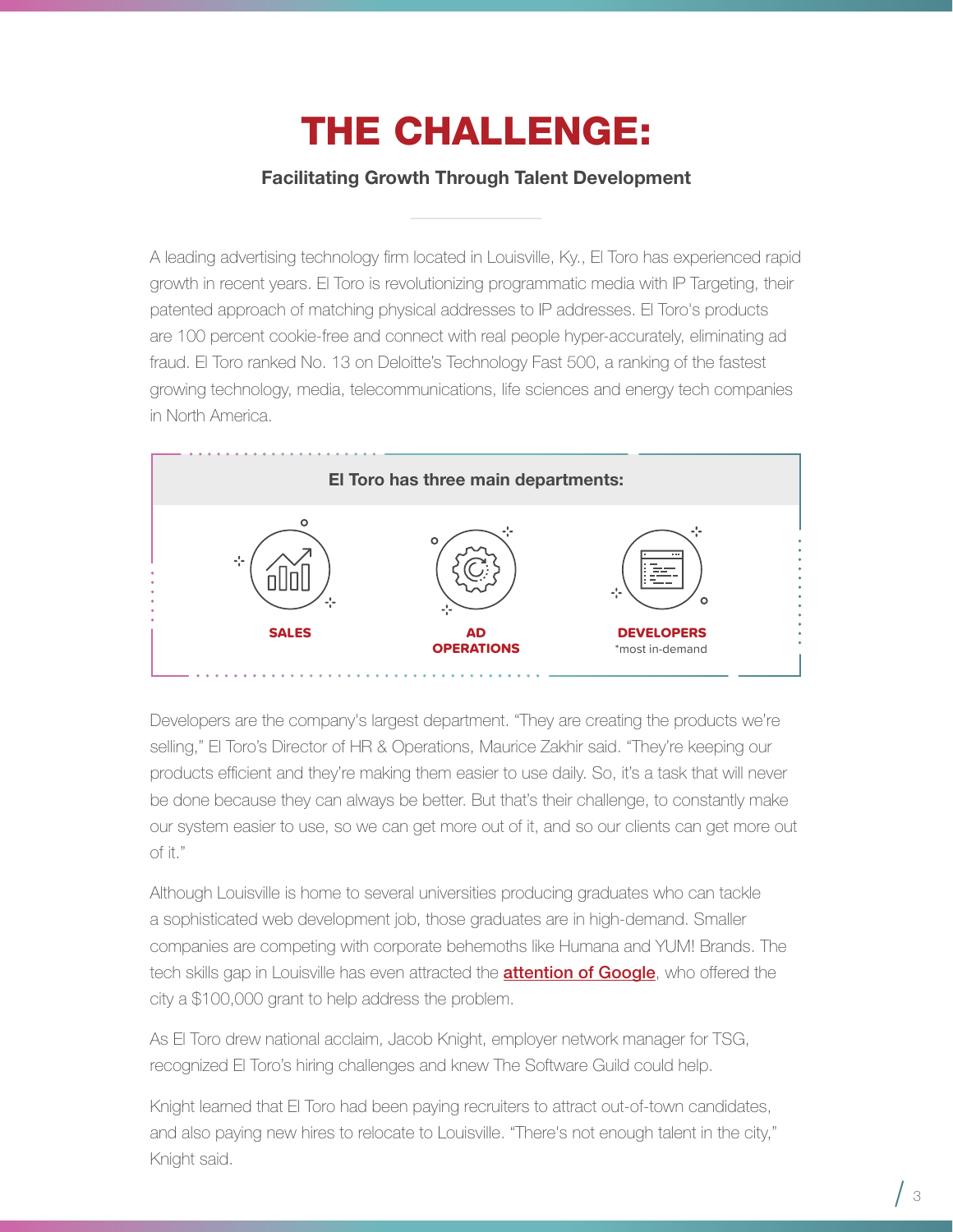# THE CHALLENGE:

**Facilitating Growth Through Talent Development**

A leading advertising technology firm located in Louisville, Ky., El Toro has experienced rapid growth in recent years. El Toro is revolutionizing programmatic media with IP Targeting, their patented approach of matching physical addresses to IP addresses. El Toro's products are 100 percent cookie-free and connect with real people hyper-accurately, eliminating ad fraud. El Toro ranked No. 13 on Deloitte's Technology Fast 500, a ranking of the fastest growing technology, media, telecommunications, life sciences and energy tech companies in North America.

**El Toro has three main departments:**

- **SALES**
- **AD OPERATIONS**
- **DEVELOPERS** *most in-demand

Developers are the company's largest department. "They are creating the products we're selling," El Toro's Director of HR & Operations, Maurice Zakhir said. "They're keeping our products efficient and they're making them easier to use daily. So, it's a task that will never be done because they can always be better. But that's their challenge, to constantly make our system easier to use, so we can get more out of it, and so our clients can get more out of it."

Although Louisville is home to several universities producing graduates who can tackle a sophisticated web development job, those graduates are in high-demand. Smaller companies are competing with corporate behemoths like Humana and YUM! Brands. The tech skills gap in Louisville has even attracted the **attention of Google**, who offered the city a $100,000 grant to help address the problem.

As El Toro drew national acclaim, Jacob Knight, employer network manager for TSG, recognized El Toro's hiring challenges and knew The Software Guild could help.

Knight learned that El Toro had been paying recruiters to attract out-of-town candidates, and also paying new hires to relocate to Louisville. "There's not enough talent in the city," Knight said.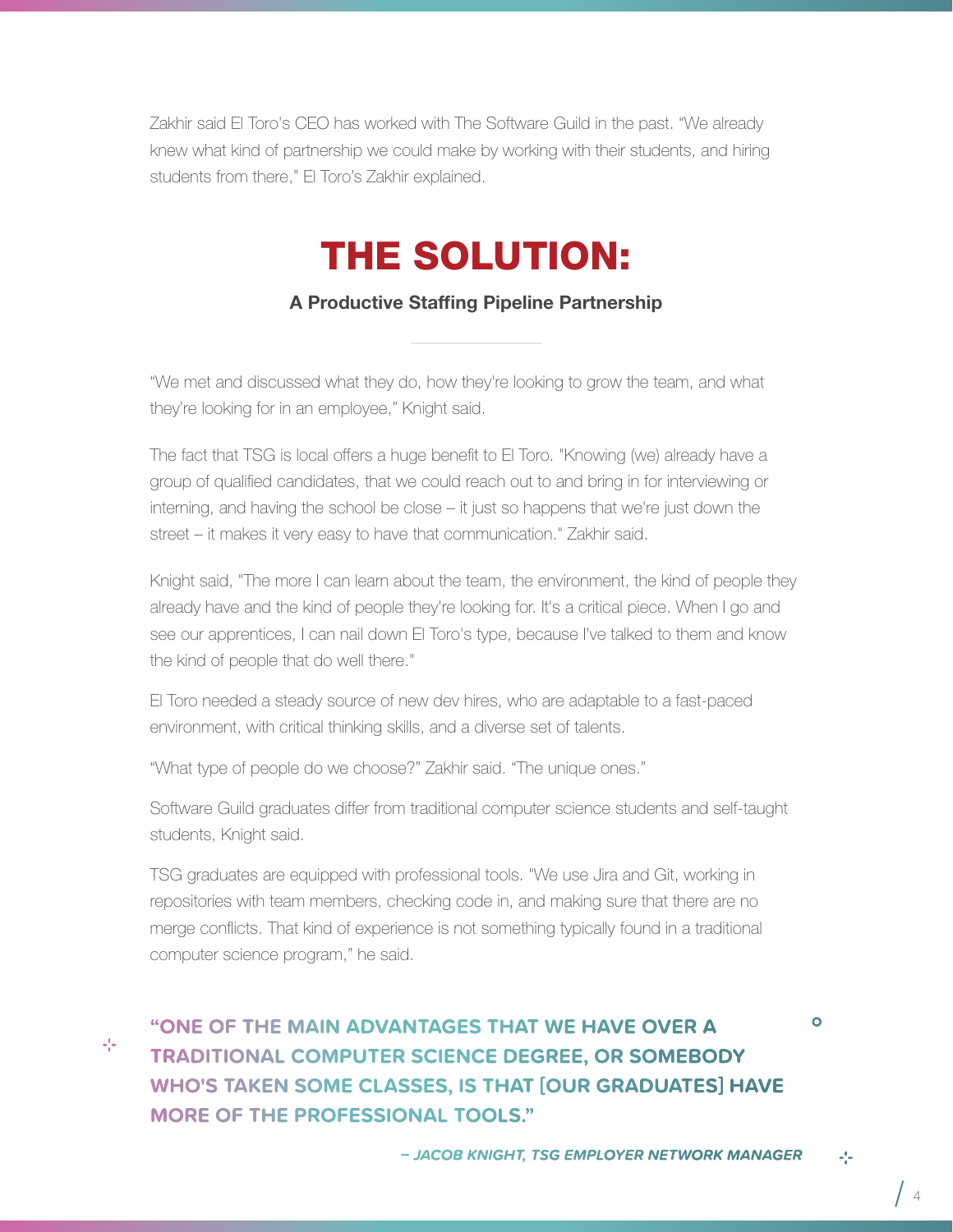Zakhir said El Toro's CEO has worked with The Software Guild in the past. "We already knew what kind of partnership we could make by working with their students, and hiring students from there," El Toro's Zakhir explained.

# THE SOLUTION:

### A Productive Staffing Pipeline Partnership

"We met and discussed what they do, how they're looking to grow the team, and what they're looking for in an employee," Knight said.

The fact that TSG is local offers a huge benefit to El Toro. "Knowing (we) already have a group of qualified candidates, that we could reach out to and bring in for interviewing or interning, and having the school be close – it just so happens that we're just down the street – it makes it very easy to have that communication." Zakhir said.

Knight said, "The more I can learn about the team, the environment, the kind of people they already have and the kind of people they're looking for. It's a critical piece. When I go and see our apprentices, I can nail down El Toro's type, because I've talked to them and know the kind of people that do well there."

El Toro needed a steady source of new dev hires, who are adaptable to a fast-paced environment, with critical thinking skills, and a diverse set of talents.

"What type of people do we choose?" Zakhir said. "The unique ones."

Software Guild graduates differ from traditional computer science students and self-taught students, Knight said.

TSG graduates are equipped with professional tools. "We use Jira and Git, working in repositories with team members, checking code in, and making sure that there are no merge conflicts. That kind of experience is not something typically found in a traditional computer science program," he said.

> **"ONE OF THE MAIN ADVANTAGES THAT WE HAVE OVER A TRADITIONAL COMPUTER SCIENCE DEGREE, OR SOMEBODY WHO'S TAKEN SOME CLASSES, IS THAT [OUR GRADUATES] HAVE MORE OF THE PROFESSIONAL TOOLS."**
>
> ***– JACOB KNIGHT, TSG EMPLOYER NETWORK MANAGER***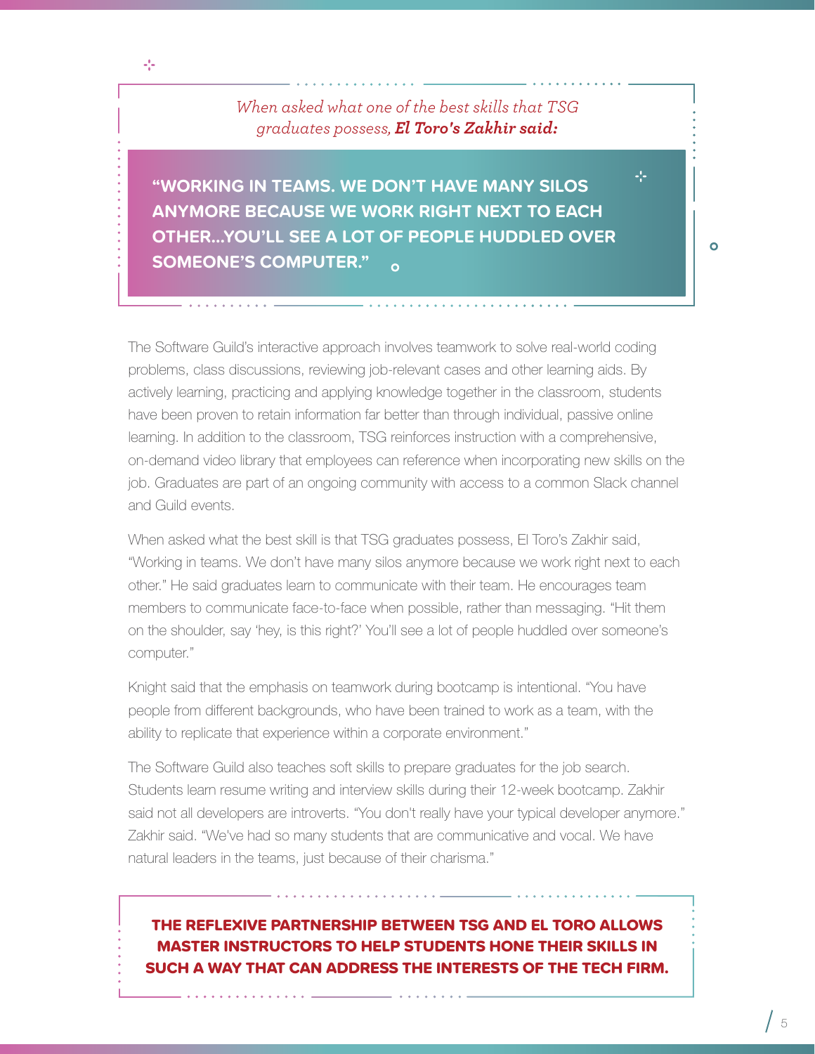*When asked what one of the best skills that TSG graduates possess,* ***El Toro's Zakhir said:***

**"WORKING IN TEAMS. WE DON'T HAVE MANY SILOS ANYMORE BECAUSE WE WORK RIGHT NEXT TO EACH OTHER...YOU'LL SEE A LOT OF PEOPLE HUDDLED OVER SOMEONE'S COMPUTER."**

The Software Guild's interactive approach involves teamwork to solve real-world coding problems, class discussions, reviewing job-relevant cases and other learning aids. By actively learning, practicing and applying knowledge together in the classroom, students have been proven to retain information far better than through individual, passive online learning. In addition to the classroom, TSG reinforces instruction with a comprehensive, on-demand video library that employees can reference when incorporating new skills on the job. Graduates are part of an ongoing community with access to a common Slack channel and Guild events.

When asked what the best skill is that TSG graduates possess, El Toro's Zakhir said, "Working in teams. We don't have many silos anymore because we work right next to each other." He said graduates learn to communicate with their team. He encourages team members to communicate face-to-face when possible, rather than messaging. "Hit them on the shoulder, say 'hey, is this right?' You'll see a lot of people huddled over someone's computer."

Knight said that the emphasis on teamwork during bootcamp is intentional. "You have people from different backgrounds, who have been trained to work as a team, with the ability to replicate that experience within a corporate environment."

The Software Guild also teaches soft skills to prepare graduates for the job search. Students learn resume writing and interview skills during their 12-week bootcamp. Zakhir said not all developers are introverts. "You don't really have your typical developer anymore." Zakhir said. "We've had so many students that are communicative and vocal. We have natural leaders in the teams, just because of their charisma."

**THE REFLEXIVE PARTNERSHIP BETWEEN TSG AND EL TORO ALLOWS MASTER INSTRUCTORS TO HELP STUDENTS HONE THEIR SKILLS IN SUCH A WAY THAT CAN ADDRESS THE INTERESTS OF THE TECH FIRM.**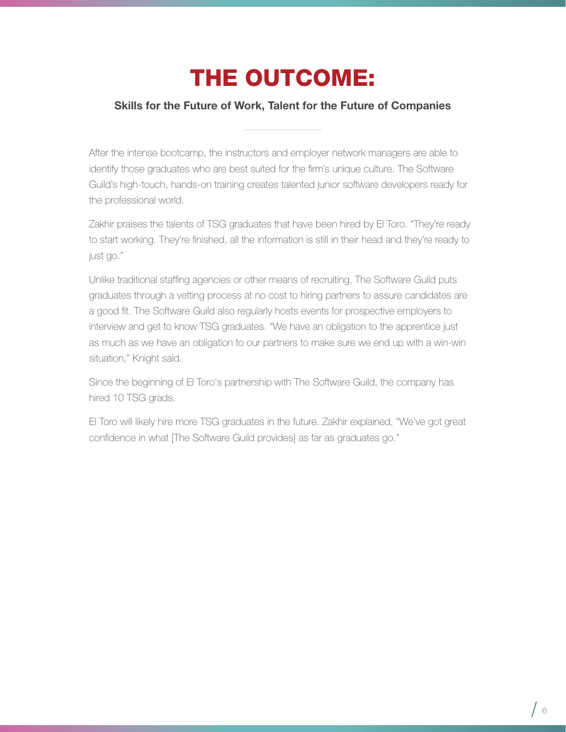# THE OUTCOME:

**Skills for the Future of Work, Talent for the Future of Companies**

After the intense bootcamp, the instructors and employer network managers are able to identify those graduates who are best suited for the firm's unique culture. The Software Guild's high-touch, hands-on training creates talented junior software developers ready for the professional world.

Zakhir praises the talents of TSG graduates that have been hired by El Toro. "They're ready to start working. They're finished, all the information is still in their head and they're ready to just go."

Unlike traditional staffing agencies or other means of recruiting, The Software Guild puts graduates through a vetting process at no cost to hiring partners to assure candidates are a good fit. The Software Guild also regularly hosts events for prospective employers to interview and get to know TSG graduates. "We have an obligation to the apprentice just as much as we have an obligation to our partners to make sure we end up with a win-win situation," Knight said.

Since the beginning of El Toro's partnership with The Software Guild, the company has hired 10 TSG grads.

El Toro will likely hire more TSG graduates in the future. Zakhir explained, "We've got great confidence in what [The Software Guild provides] as far as graduates go."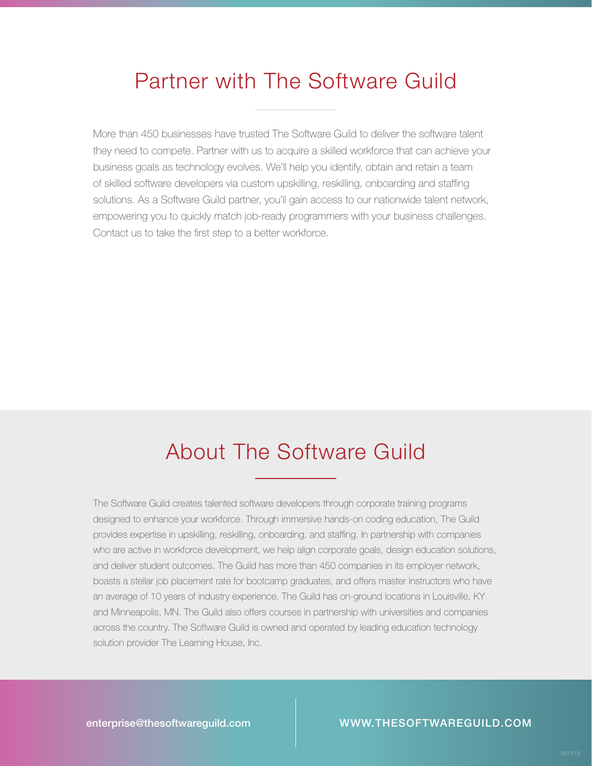# Partner with The Software Guild

More than 450 businesses have trusted The Software Guild to deliver the software talent they need to compete. Partner with us to acquire a skilled workforce that can achieve your business goals as technology evolves. We'll help you identify, obtain and retain a team of skilled software developers via custom upskilling, reskilling, onboarding and staffing solutions. As a Software Guild partner, you'll gain access to our nationwide talent network, empowering you to quickly match job-ready programmers with your business challenges. Contact us to take the first step to a better workforce.

# About The Software Guild

The Software Guild creates talented software developers through corporate training programs designed to enhance your workforce. Through immersive hands-on coding education, The Guild provides expertise in upskilling, reskilling, onboarding, and staffing. In partnership with companies who are active in workforce development, we help align corporate goals, design education solutions, and deliver student outcomes. The Guild has more than 450 companies in its employer network, boasts a stellar job placement rate for bootcamp graduates, and offers master instructors who have an average of 10 years of industry experience. The Guild has on-ground locations in Louisville, KY and Minneapolis, MN. The Guild also offers courses in partnership with universities and companies across the country. The Software Guild is owned and operated by leading education technology solution provider The Learning House, Inc.

enterprise@thesoftwareguild.com

WWW.THESOFTWAREGUILD.COM

091418